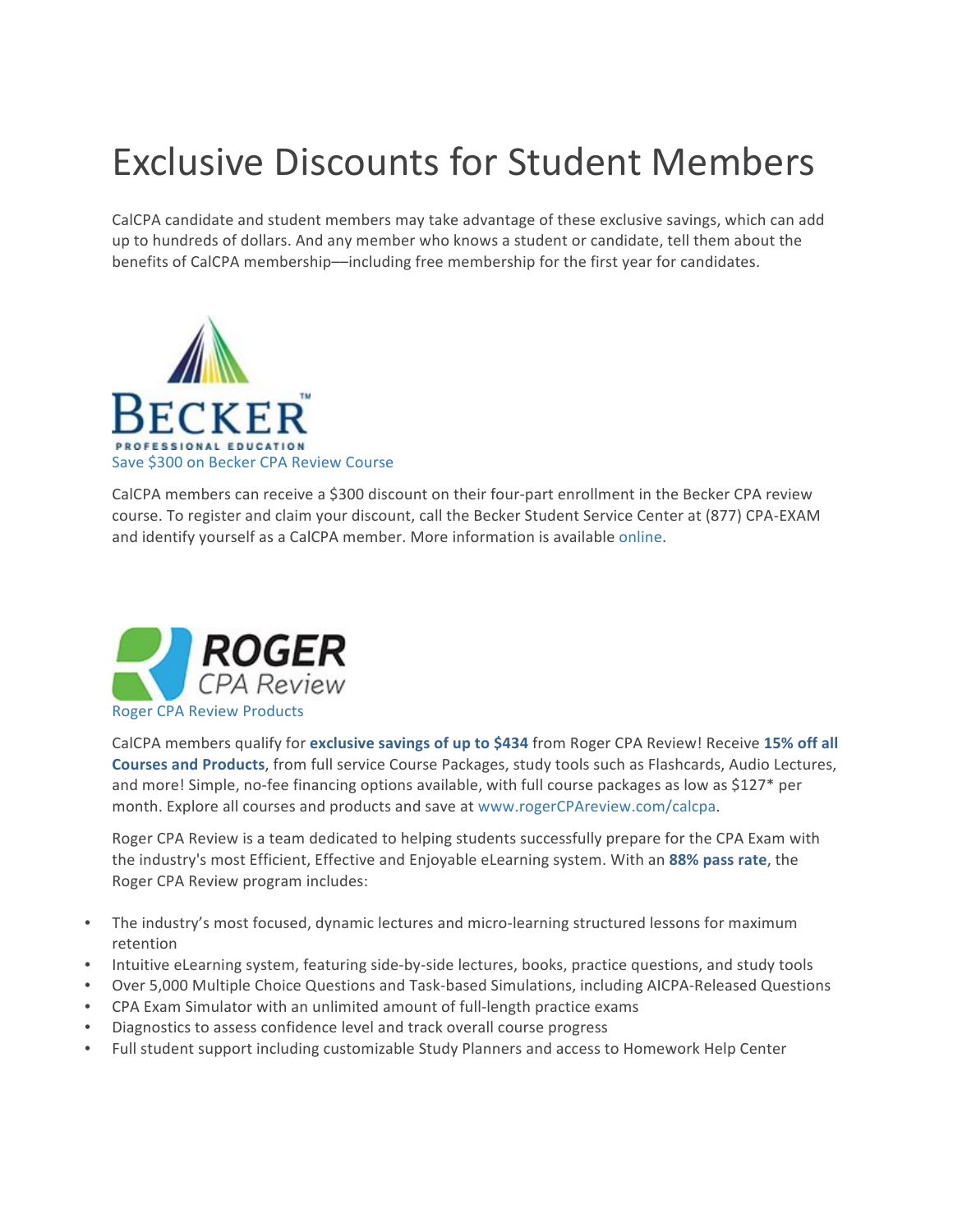# Exclusive Discounts for Student Members

CalCPA candidate and student members may take advantage of these exclusive savings, which can add up to hundreds of dollars. And any member who knows a student or candidate, tell them about the benefits of CalCPA membership—including free membership for the first year for candidates.

BECKER™
PROFESSIONAL EDUCATION

Save $300 on Becker CPA Review Course

CalCPA members can receive a $300 discount on their four-part enrollment in the Becker CPA review course. To register and claim your discount, call the Becker Student Service Center at (877) CPA-EXAM and identify yourself as a CalCPA member. More information is available online.

ROGER
CPA Review

Roger CPA Review Products

CalCPA members qualify for **exclusive savings of up to $434** from Roger CPA Review! Receive **15% off all Courses and Products**, from full service Course Packages, study tools such as Flashcards, Audio Lectures, and more! Simple, no-fee financing options available, with full course packages as low as $127* per month. Explore all courses and products and save at www.rogerCPAreview.com/calcpa.

Roger CPA Review is a team dedicated to helping students successfully prepare for the CPA Exam with the industry's most Efficient, Effective and Enjoyable eLearning system. With an **88% pass rate**, the Roger CPA Review program includes:

- The industry's most focused, dynamic lectures and micro-learning structured lessons for maximum retention
- Intuitive eLearning system, featuring side-by-side lectures, books, practice questions, and study tools
- Over 5,000 Multiple Choice Questions and Task-based Simulations, including AICPA-Released Questions
- CPA Exam Simulator with an unlimited amount of full-length practice exams
- Diagnostics to assess confidence level and track overall course progress
- Full student support including customizable Study Planners and access to Homework Help Center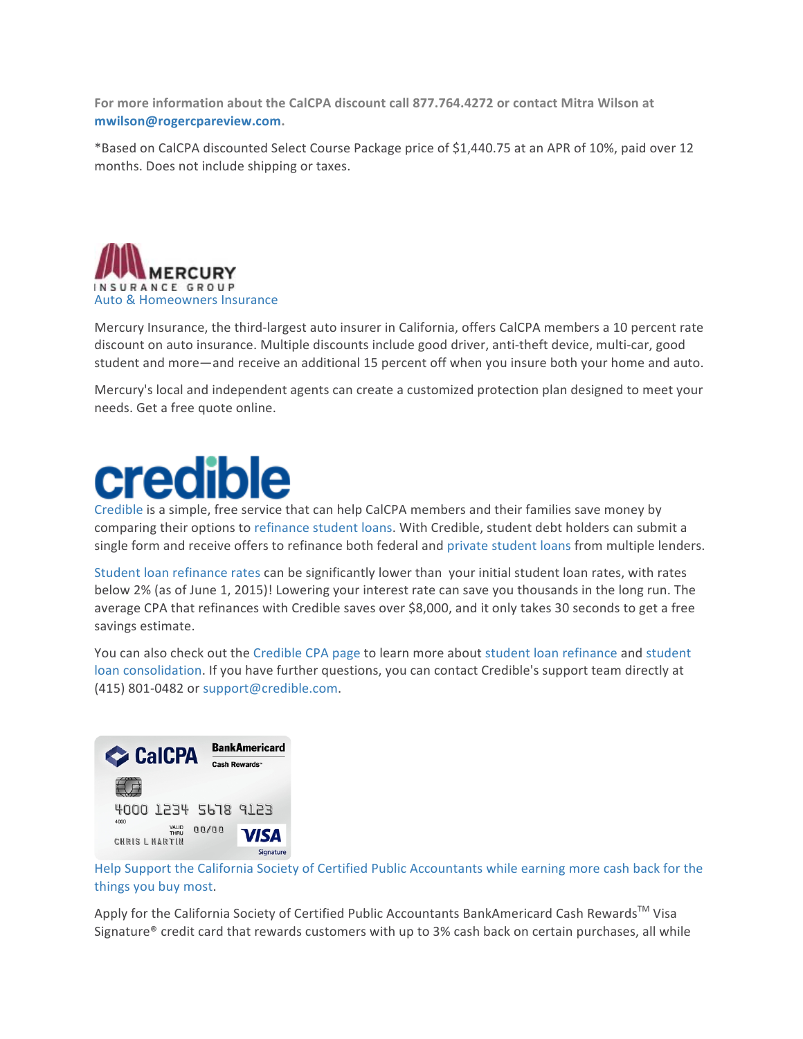**For more information about the CalCPA discount call 877.764.4272 or contact Mitra Wilson at mwilson@rogercpareview.com.**

*Based on CalCPA discounted Select Course Package price of $1,440.75 at an APR of 10%, paid over 12 months. Does not include shipping or taxes.

MERCURY INSURANCE GROUP

Auto & Homeowners Insurance

Mercury Insurance, the third-largest auto insurer in California, offers CalCPA members a 10 percent rate discount on auto insurance. Multiple discounts include good driver, anti-theft device, multi-car, good student and more—and receive an additional 15 percent off when you insure both your home and auto.

Mercury's local and independent agents can create a customized protection plan designed to meet your needs. Get a free quote online.

credible

Credible is a simple, free service that can help CalCPA members and their families save money by comparing their options to refinance student loans. With Credible, student debt holders can submit a single form and receive offers to refinance both federal and private student loans from multiple lenders.

Student loan refinance rates can be significantly lower than your initial student loan rates, with rates below 2% (as of June 1, 2015)! Lowering your interest rate can save you thousands in the long run. The average CPA that refinances with Credible saves over $8,000, and it only takes 30 seconds to get a free savings estimate.

You can also check out the Credible CPA page to learn more about student loan refinance and student loan consolidation. If you have further questions, you can contact Credible's support team directly at (415) 801-0482 or support@credible.com.

Help Support the California Society of Certified Public Accountants while earning more cash back for the things you buy most.

Apply for the California Society of Certified Public Accountants BankAmericard Cash Rewards™ Visa Signature® credit card that rewards customers with up to 3% cash back on certain purchases, all while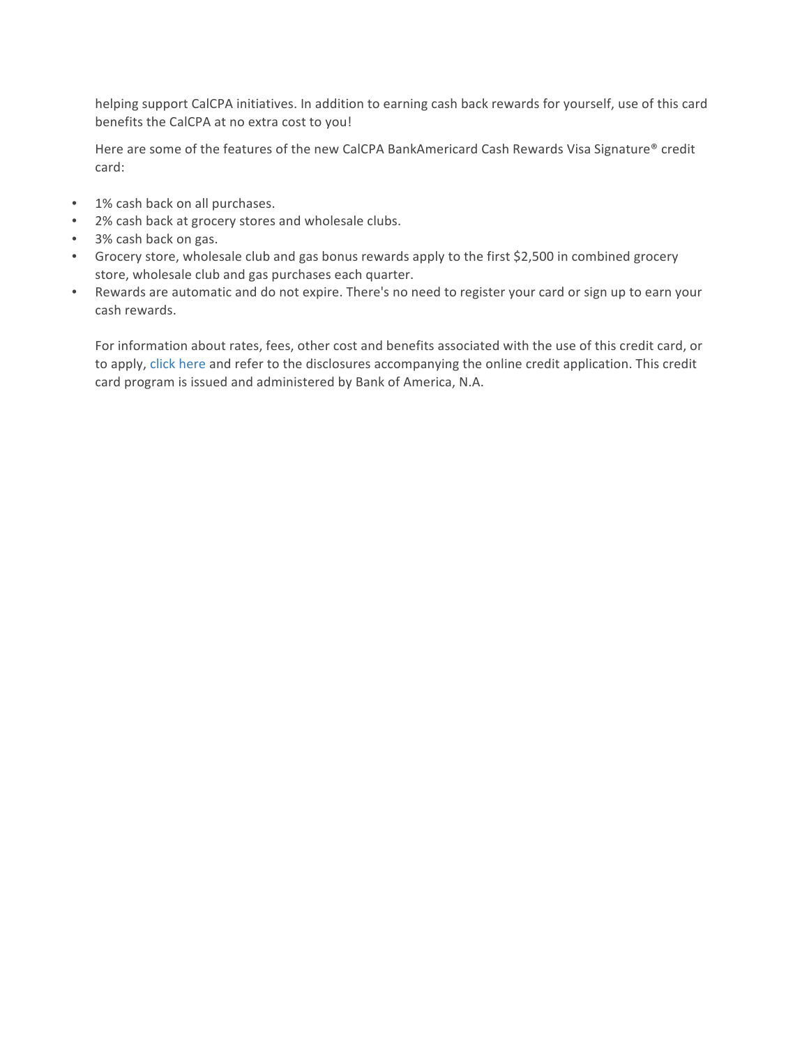helping support CalCPA initiatives. In addition to earning cash back rewards for yourself, use of this card benefits the CalCPA at no extra cost to you!

Here are some of the features of the new CalCPA BankAmericard Cash Rewards Visa Signature® credit card:

- 1% cash back on all purchases.
- 2% cash back at grocery stores and wholesale clubs.
- 3% cash back on gas.
- Grocery store, wholesale club and gas bonus rewards apply to the first $2,500 in combined grocery store, wholesale club and gas purchases each quarter.
- Rewards are automatic and do not expire. There's no need to register your card or sign up to earn your cash rewards.

For information about rates, fees, other cost and benefits associated with the use of this credit card, or to apply, click here and refer to the disclosures accompanying the online credit application. This credit card program is issued and administered by Bank of America, N.A.